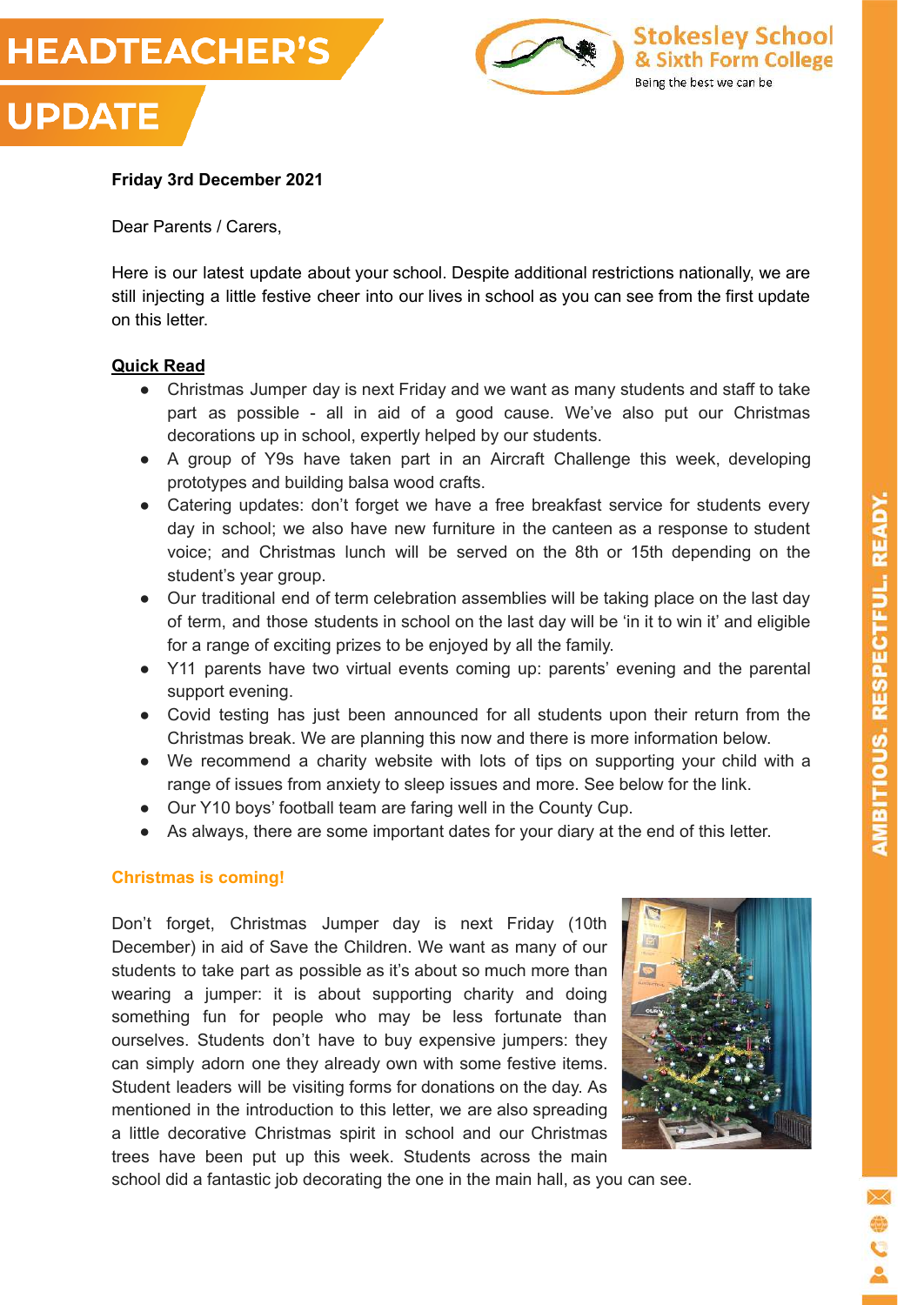# HEADTEACHER'S UPDATE

Stokesley School & Sixth Form College

Being the best we can be

**Friday 3rd December 2021**

Dear Parents / Carers,

Here is our latest update about your school. Despite additional restrictions nationally, we are still injecting a little festive cheer into our lives in school as you can see from the first update on this letter.

**Quick Read**

- Christmas Jumper day is next Friday and we want as many students and staff to take part as possible - all in aid of a good cause. We've also put our Christmas decorations up in school, expertly helped by our students.
- A group of Y9s have taken part in an Aircraft Challenge this week, developing prototypes and building balsa wood crafts.
- Catering updates: don't forget we have a free breakfast service for students every day in school; we also have new furniture in the canteen as a response to student voice; and Christmas lunch will be served on the 8th or 15th depending on the student's year group.
- Our traditional end of term celebration assemblies will be taking place on the last day of term, and those students in school on the last day will be 'in it to win it' and eligible for a range of exciting prizes to be enjoyed by all the family.
- Y11 parents have two virtual events coming up: parents' evening and the parental support evening.
- Covid testing has just been announced for all students upon their return from the Christmas break. We are planning this now and there is more information below.
- We recommend a charity website with lots of tips on supporting your child with a range of issues from anxiety to sleep issues and more. See below for the link.
- Our Y10 boys' football team are faring well in the County Cup.
- As always, there are some important dates for your diary at the end of this letter.

## Christmas is coming!

Don't forget, Christmas Jumper day is next Friday (10th December) in aid of Save the Children. We want as many of our students to take part as possible as it's about so much more than wearing a jumper: it is about supporting charity and doing something fun for people who may be less fortunate than ourselves. Students don't have to buy expensive jumpers: they can simply adorn one they already own with some festive items. Student leaders will be visiting forms for donations on the day. As mentioned in the introduction to this letter, we are also spreading a little decorative Christmas spirit in school and our Christmas trees have been put up this week. Students across the main school did a fantastic job decorating the one in the main hall, as you can see.

AMBITIOUS. RESPECTFUL. READY.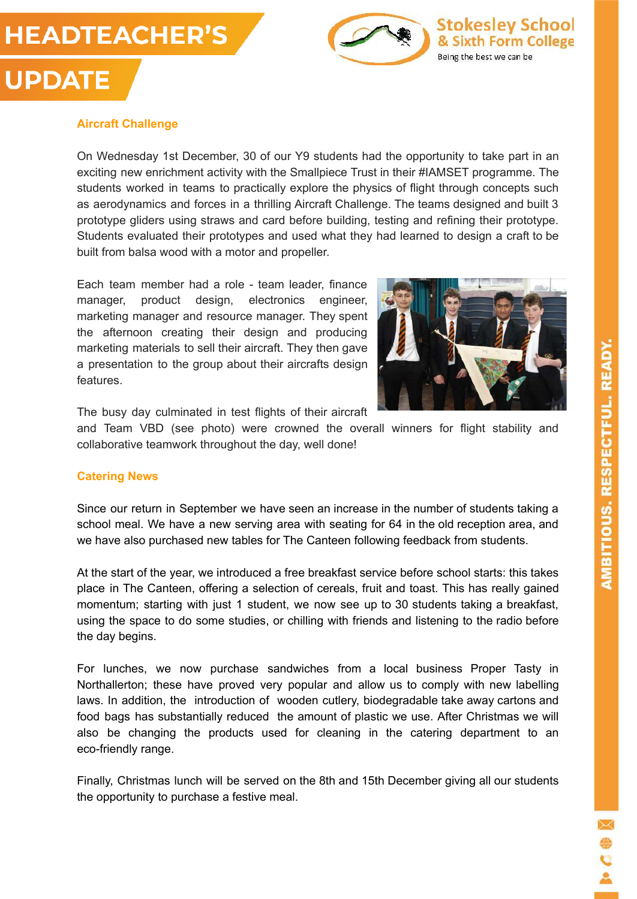# HEADTEACHER'S UPDATE

## Aircraft Challenge

On Wednesday 1st December, 30 of our Y9 students had the opportunity to take part in an exciting new enrichment activity with the Smallpiece Trust in their #IAMSET programme. The students worked in teams to practically explore the physics of flight through concepts such as aerodynamics and forces in a thrilling Aircraft Challenge. The teams designed and built 3 prototype gliders using straws and card before building, testing and refining their prototype. Students evaluated their prototypes and used what they had learned to design a craft to be built from balsa wood with a motor and propeller.

Each team member had a role - team leader, finance manager, product design, electronics engineer, marketing manager and resource manager. They spent the afternoon creating their design and producing marketing materials to sell their aircraft. They then gave a presentation to the group about their aircrafts design features.

The busy day culminated in test flights of their aircraft and Team VBD (see photo) were crowned the overall winners for flight stability and collaborative teamwork throughout the day, well done!

## Catering News

Since our return in September we have seen an increase in the number of students taking a school meal. We have a new serving area with seating for 64 in the old reception area, and we have also purchased new tables for The Canteen following feedback from students.

At the start of the year, we introduced a free breakfast service before school starts: this takes place in The Canteen, offering a selection of cereals, fruit and toast. This has really gained momentum; starting with just 1 student, we now see up to 30 students taking a breakfast, using the space to do some studies, or chilling with friends and listening to the radio before the day begins.

For lunches, we now purchase sandwiches from a local business Proper Tasty in Northallerton; these have proved very popular and allow us to comply with new labelling laws. In addition, the introduction of wooden cutlery, biodegradable take away cartons and food bags has substantially reduced the amount of plastic we use. After Christmas we will also be changing the products used for cleaning in the catering department to an eco-friendly range.

Finally, Christmas lunch will be served on the 8th and 15th December giving all our students the opportunity to purchase a festive meal.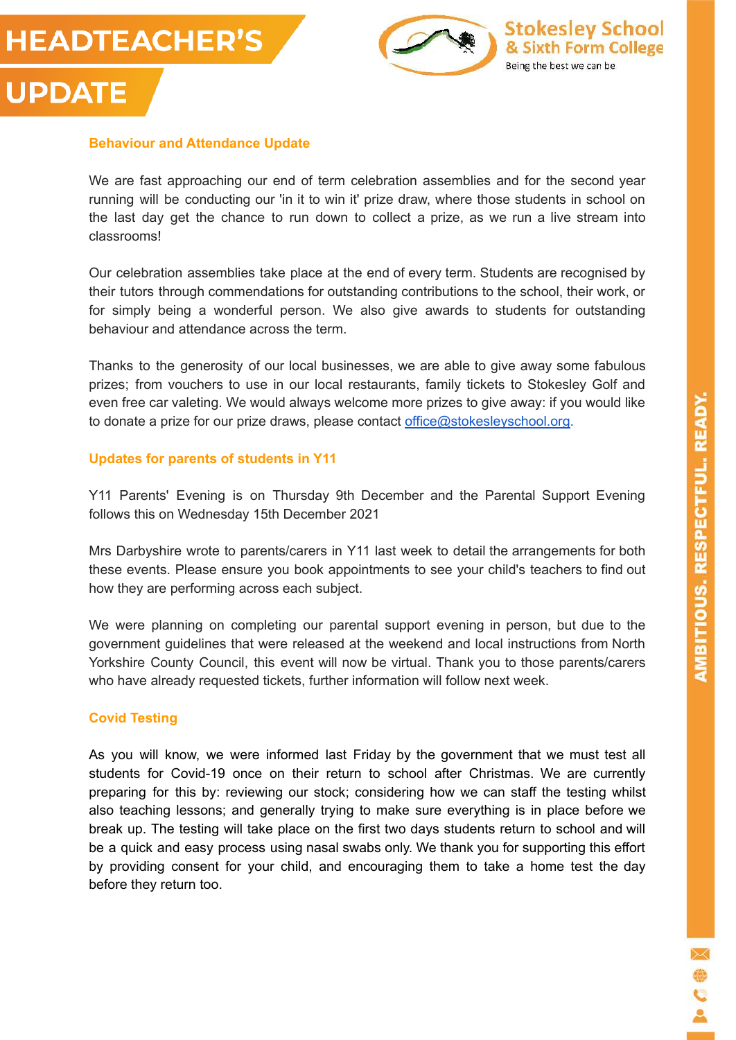# HEADTEACHER'S UPDATE

## Behaviour and Attendance Update

We are fast approaching our end of term celebration assemblies and for the second year running will be conducting our 'in it to win it' prize draw, where those students in school on the last day get the chance to run down to collect a prize, as we run a live stream into classrooms!

Our celebration assemblies take place at the end of every term. Students are recognised by their tutors through commendations for outstanding contributions to the school, their work, or for simply being a wonderful person. We also give awards to students for outstanding behaviour and attendance across the term.

Thanks to the generosity of our local businesses, we are able to give away some fabulous prizes; from vouchers to use in our local restaurants, family tickets to Stokesley Golf and even free car valeting. We would always welcome more prizes to give away: if you would like to donate a prize for our prize draws, please contact office@stokesleyschool.org.

## Updates for parents of students in Y11

Y11 Parents' Evening is on Thursday 9th December and the Parental Support Evening follows this on Wednesday 15th December 2021

Mrs Darbyshire wrote to parents/carers in Y11 last week to detail the arrangements for both these events. Please ensure you book appointments to see your child's teachers to find out how they are performing across each subject.

We were planning on completing our parental support evening in person, but due to the government guidelines that were released at the weekend and local instructions from North Yorkshire County Council, this event will now be virtual. Thank you to those parents/carers who have already requested tickets, further information will follow next week.

## Covid Testing

As you will know, we were informed last Friday by the government that we must test all students for Covid-19 once on their return to school after Christmas. We are currently preparing for this by: reviewing our stock; considering how we can staff the testing whilst also teaching lessons; and generally trying to make sure everything is in place before we break up. The testing will take place on the first two days students return to school and will be a quick and easy process using nasal swabs only. We thank you for supporting this effort by providing consent for your child, and encouraging them to take a home test the day before they return too.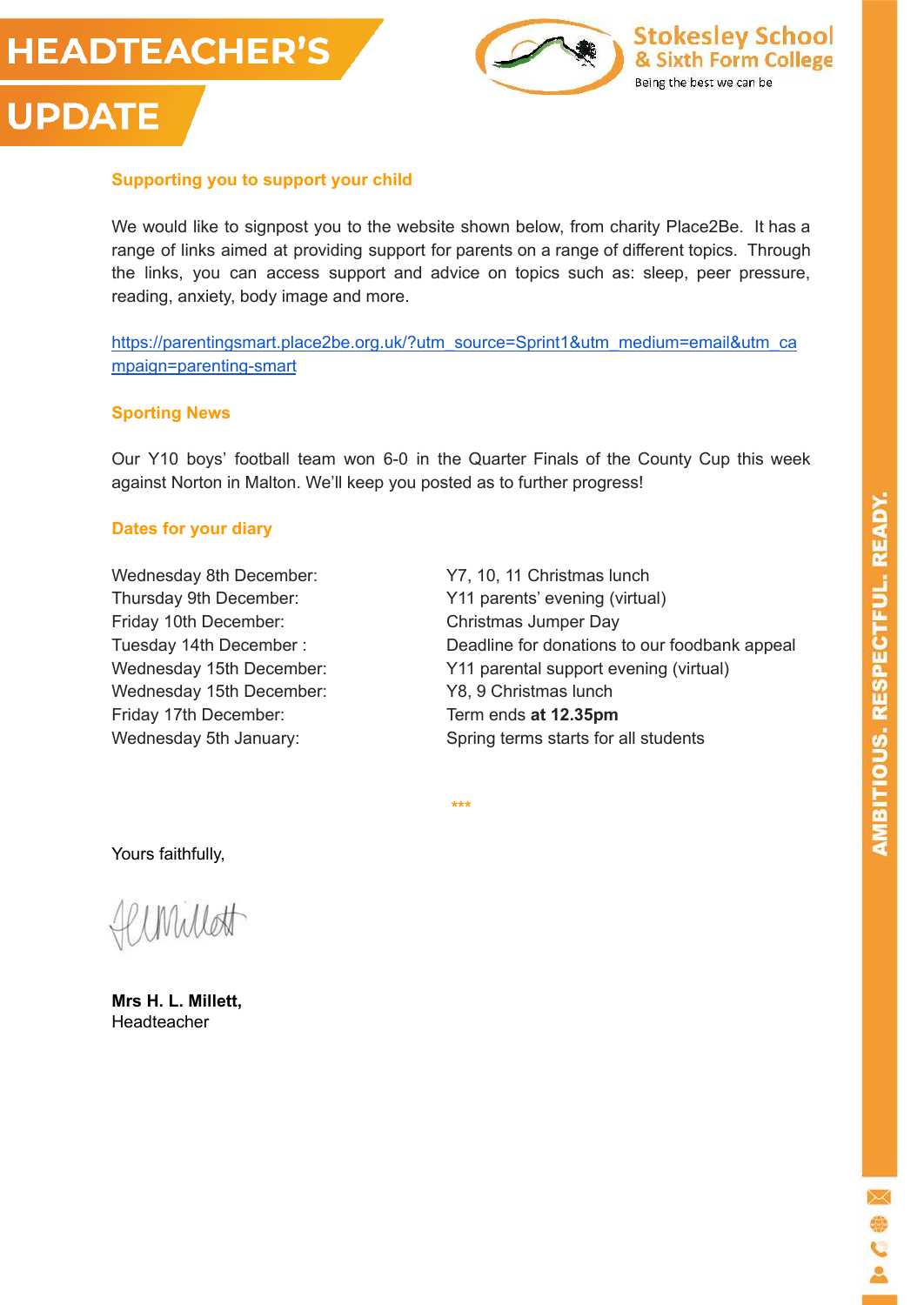## Supporting you to support your child

We would like to signpost you to the website shown below, from charity Place2Be. It has a range of links aimed at providing support for parents on a range of different topics. Through the links, you can access support and advice on topics such as: sleep, peer pressure, reading, anxiety, body image and more.

https://parentingsmart.place2be.org.uk/?utm_source=Sprint1&utm_medium=email&utm_campaign=parenting-smart

## Sporting News

Our Y10 boys' football team won 6-0 in the Quarter Finals of the County Cup this week against Norton in Malton. We'll keep you posted as to further progress!

## Dates for your diary

| | |
|---|---|
| Wednesday 8th December: | Y7, 10, 11 Christmas lunch |
| Thursday 9th December: | Y11 parents' evening (virtual) |
| Friday 10th December: | Christmas Jumper Day |
| Tuesday 14th December : | Deadline for donations to our foodbank appeal |
| Wednesday 15th December: | Y11 parental support evening (virtual) |
| Wednesday 15th December: | Y8, 9 Christmas lunch |
| Friday 17th December: | Term ends **at 12.35pm** |
| Wednesday 5th January: | Spring terms starts for all students |

***

Yours faithfully,

**Mrs H. L. Millett,**
Headteacher